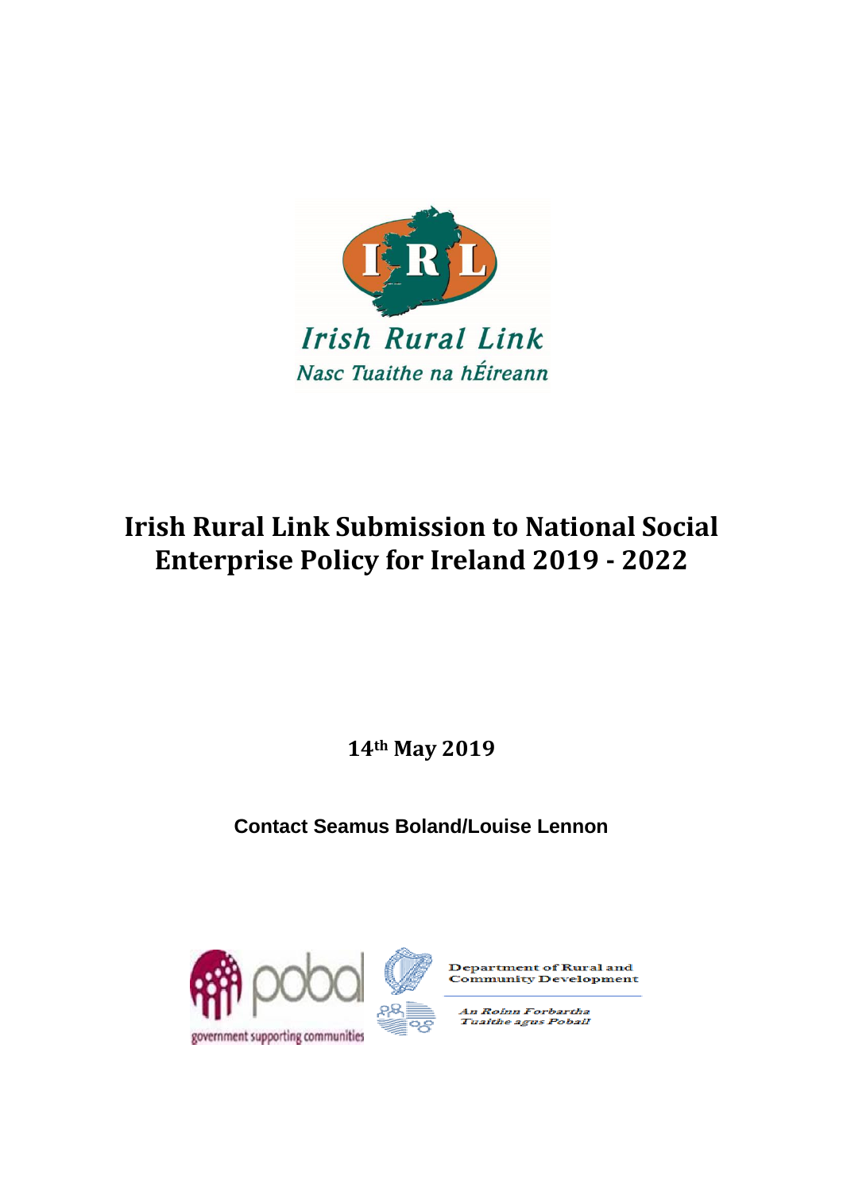Irish Rural Link

Nasc Tuaithe na hÉireann

# Irish Rural Link Submission to National Social Enterprise Policy for Ireland 2019 - 2022

**14th May 2019**

**Contact Seamus Boland/Louise Lennon**

pobal

government supporting communities

Department of Rural and Community Development

An Roinn Forbartha Tuaithe agus Pobail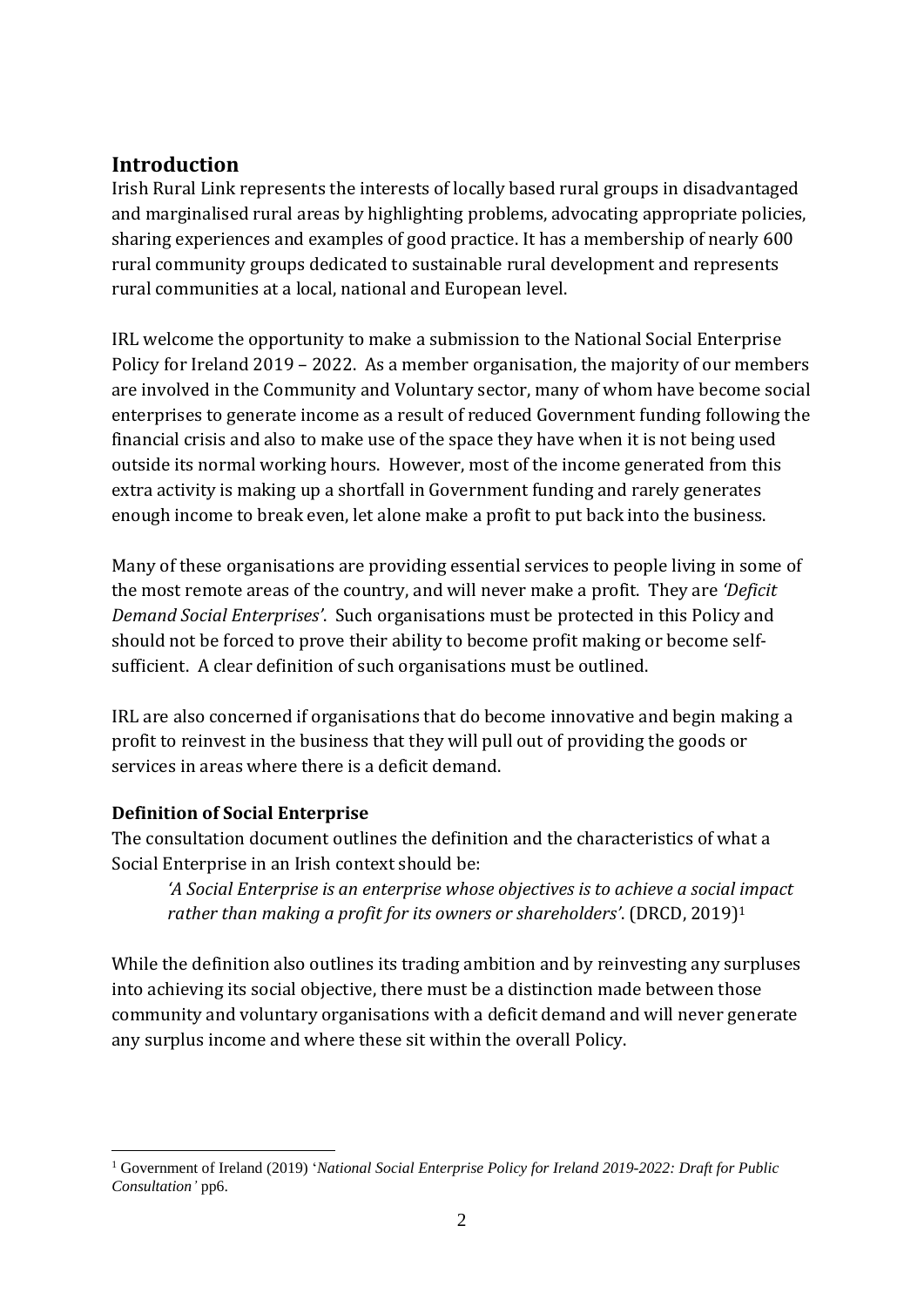## Introduction

Irish Rural Link represents the interests of locally based rural groups in disadvantaged and marginalised rural areas by highlighting problems, advocating appropriate policies, sharing experiences and examples of good practice. It has a membership of nearly 600 rural community groups dedicated to sustainable rural development and represents rural communities at a local, national and European level.

IRL welcome the opportunity to make a submission to the National Social Enterprise Policy for Ireland 2019 – 2022. As a member organisation, the majority of our members are involved in the Community and Voluntary sector, many of whom have become social enterprises to generate income as a result of reduced Government funding following the financial crisis and also to make use of the space they have when it is not being used outside its normal working hours. However, most of the income generated from this extra activity is making up a shortfall in Government funding and rarely generates enough income to break even, let alone make a profit to put back into the business.

Many of these organisations are providing essential services to people living in some of the most remote areas of the country, and will never make a profit. They are *'Deficit Demand Social Enterprises'*. Such organisations must be protected in this Policy and should not be forced to prove their ability to become profit making or become self-sufficient. A clear definition of such organisations must be outlined.

IRL are also concerned if organisations that do become innovative and begin making a profit to reinvest in the business that they will pull out of providing the goods or services in areas where there is a deficit demand.

### Definition of Social Enterprise

The consultation document outlines the definition and the characteristics of what a Social Enterprise in an Irish context should be:

> *'A Social Enterprise is an enterprise whose objectives is to achieve a social impact rather than making a profit for its owners or shareholders'*. (DRCD, 2019)[1]

While the definition also outlines its trading ambition and by reinvesting any surpluses into achieving its social objective, there must be a distinction made between those community and voluntary organisations with a deficit demand and will never generate any surplus income and where these sit within the overall Policy.

---

[1] Government of Ireland (2019) '*National Social Enterprise Policy for Ireland 2019-2022: Draft for Public Consultation'* pp6.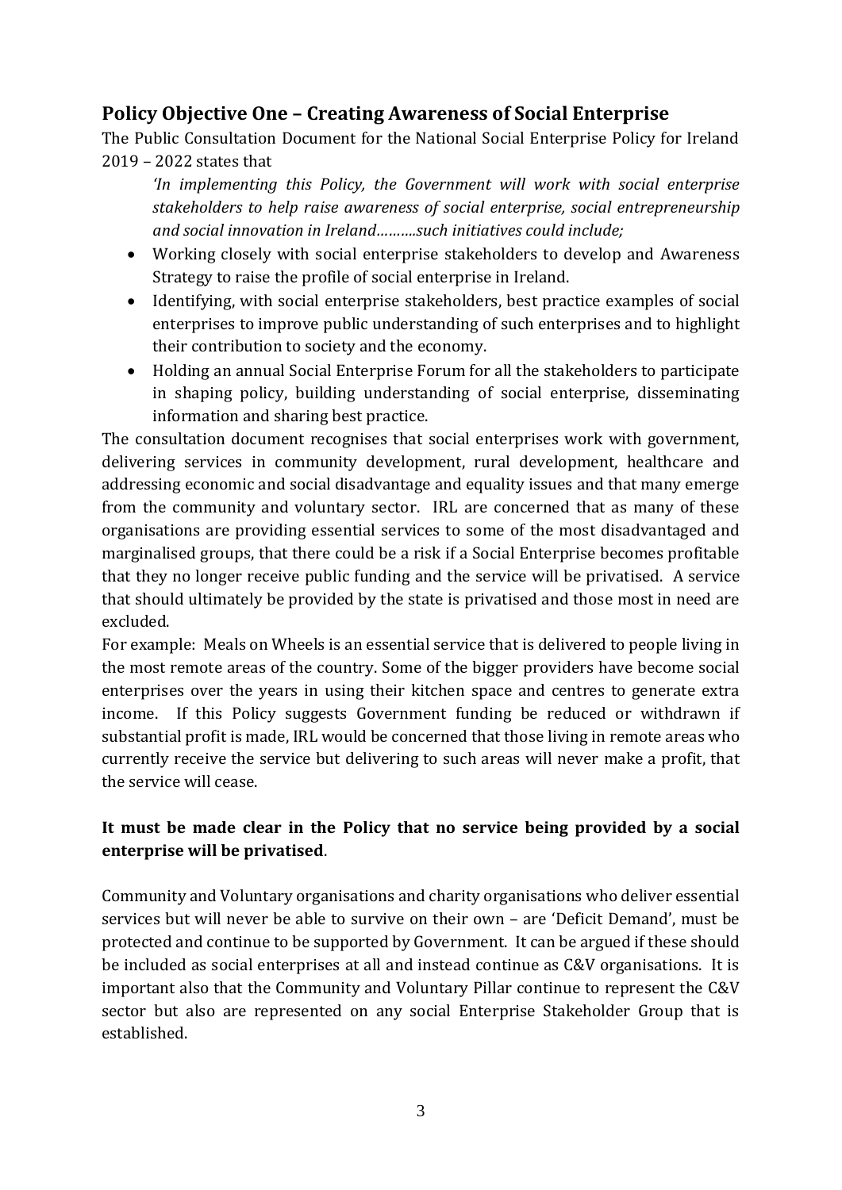## Policy Objective One – Creating Awareness of Social Enterprise

The Public Consultation Document for the National Social Enterprise Policy for Ireland 2019 – 2022 states that

> *'In implementing this Policy, the Government will work with social enterprise stakeholders to help raise awareness of social enterprise, social entrepreneurship and social innovation in Ireland……….such initiatives could include;*

- Working closely with social enterprise stakeholders to develop and Awareness Strategy to raise the profile of social enterprise in Ireland.
- Identifying, with social enterprise stakeholders, best practice examples of social enterprises to improve public understanding of such enterprises and to highlight their contribution to society and the economy.
- Holding an annual Social Enterprise Forum for all the stakeholders to participate in shaping policy, building understanding of social enterprise, disseminating information and sharing best practice.

The consultation document recognises that social enterprises work with government, delivering services in community development, rural development, healthcare and addressing economic and social disadvantage and equality issues and that many emerge from the community and voluntary sector. IRL are concerned that as many of these organisations are providing essential services to some of the most disadvantaged and marginalised groups, that there could be a risk if a Social Enterprise becomes profitable that they no longer receive public funding and the service will be privatised. A service that should ultimately be provided by the state is privatised and those most in need are excluded.

For example: Meals on Wheels is an essential service that is delivered to people living in the most remote areas of the country. Some of the bigger providers have become social enterprises over the years in using their kitchen space and centres to generate extra income. If this Policy suggests Government funding be reduced or withdrawn if substantial profit is made, IRL would be concerned that those living in remote areas who currently receive the service but delivering to such areas will never make a profit, that the service will cease.

**It must be made clear in the Policy that no service being provided by a social enterprise will be privatised**.

Community and Voluntary organisations and charity organisations who deliver essential services but will never be able to survive on their own – are 'Deficit Demand', must be protected and continue to be supported by Government. It can be argued if these should be included as social enterprises at all and instead continue as C&V organisations. It is important also that the Community and Voluntary Pillar continue to represent the C&V sector but also are represented on any social Enterprise Stakeholder Group that is established.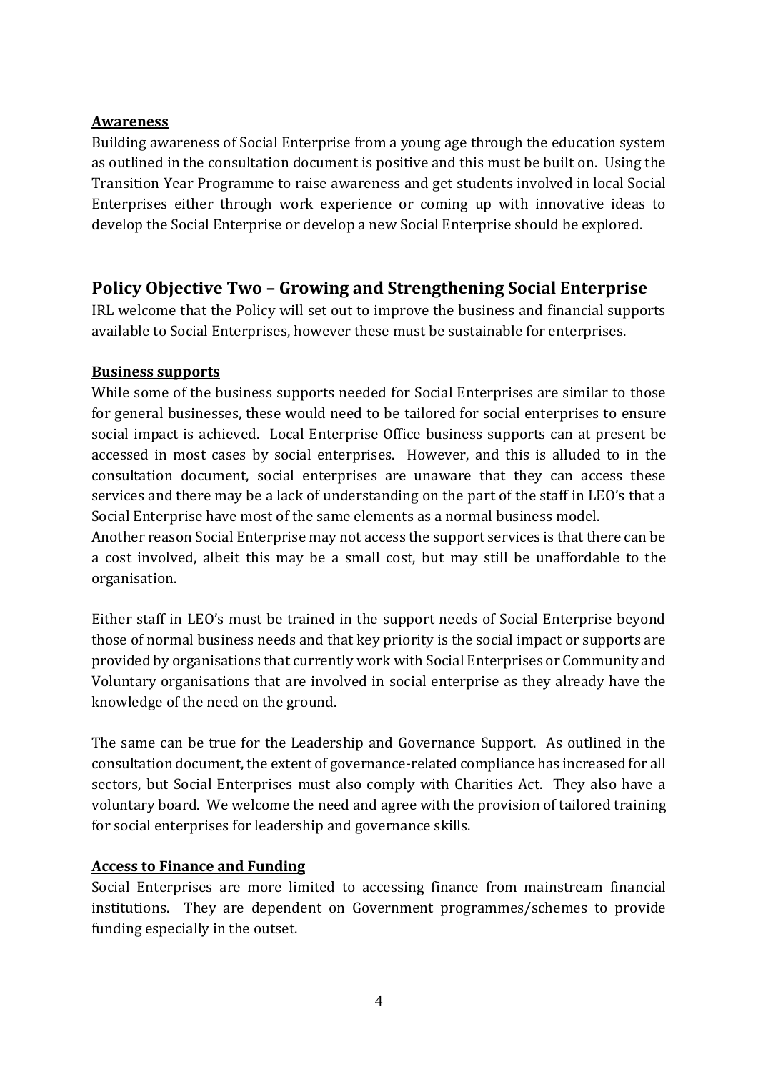**Awareness**

Building awareness of Social Enterprise from a young age through the education system as outlined in the consultation document is positive and this must be built on. Using the Transition Year Programme to raise awareness and get students involved in local Social Enterprises either through work experience or coming up with innovative ideas to develop the Social Enterprise or develop a new Social Enterprise should be explored.

## Policy Objective Two – Growing and Strengthening Social Enterprise

IRL welcome that the Policy will set out to improve the business and financial supports available to Social Enterprises, however these must be sustainable for enterprises.

**Business supports**

While some of the business supports needed for Social Enterprises are similar to those for general businesses, these would need to be tailored for social enterprises to ensure social impact is achieved. Local Enterprise Office business supports can at present be accessed in most cases by social enterprises. However, and this is alluded to in the consultation document, social enterprises are unaware that they can access these services and there may be a lack of understanding on the part of the staff in LEO's that a Social Enterprise have most of the same elements as a normal business model.
Another reason Social Enterprise may not access the support services is that there can be a cost involved, albeit this may be a small cost, but may still be unaffordable to the organisation.

Either staff in LEO's must be trained in the support needs of Social Enterprise beyond those of normal business needs and that key priority is the social impact or supports are provided by organisations that currently work with Social Enterprises or Community and Voluntary organisations that are involved in social enterprise as they already have the knowledge of the need on the ground.

The same can be true for the Leadership and Governance Support. As outlined in the consultation document, the extent of governance-related compliance has increased for all sectors, but Social Enterprises must also comply with Charities Act. They also have a voluntary board. We welcome the need and agree with the provision of tailored training for social enterprises for leadership and governance skills.

**Access to Finance and Funding**

Social Enterprises are more limited to accessing finance from mainstream financial institutions. They are dependent on Government programmes/schemes to provide funding especially in the outset.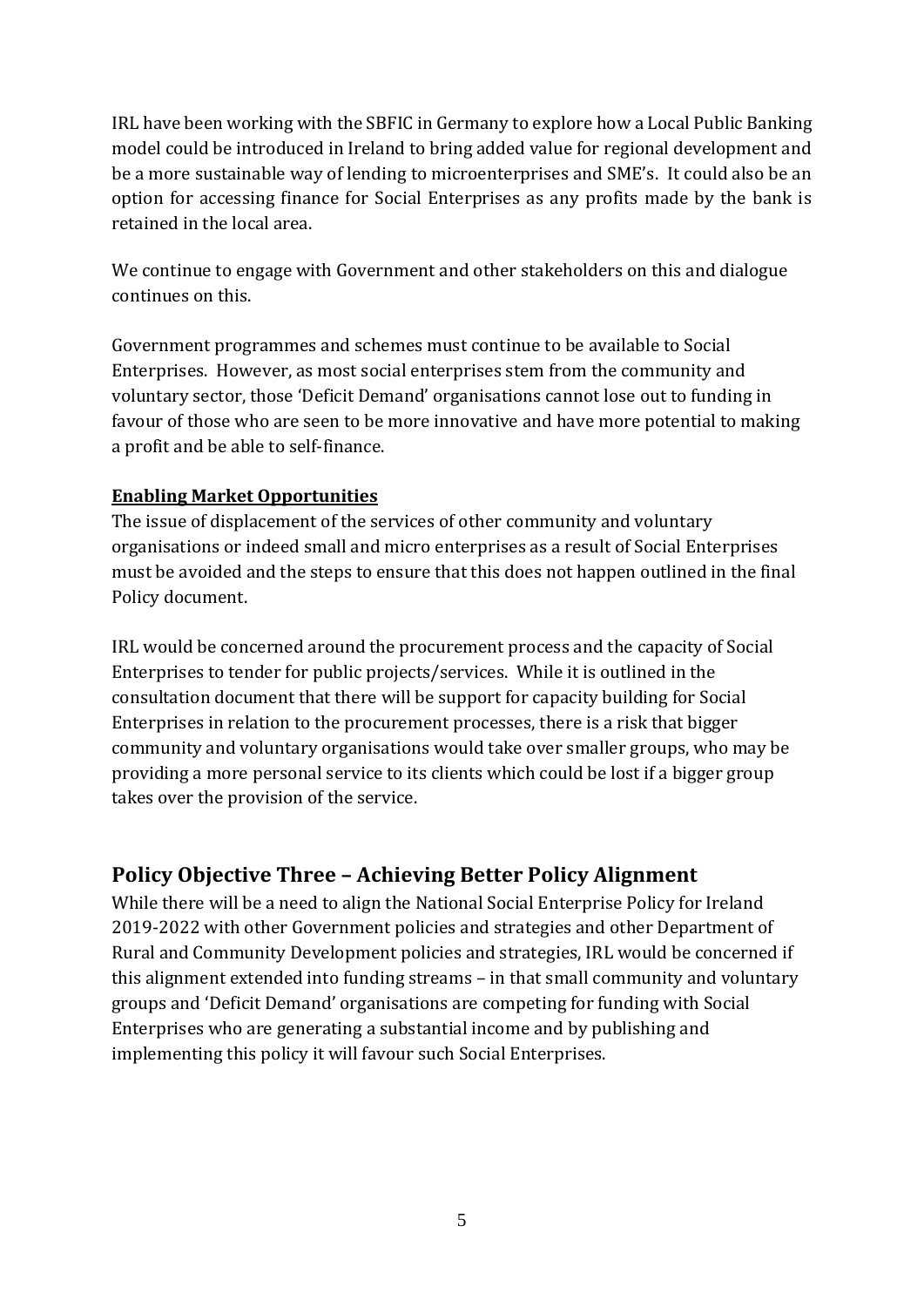IRL have been working with the SBFIC in Germany to explore how a Local Public Banking model could be introduced in Ireland to bring added value for regional development and be a more sustainable way of lending to microenterprises and SME's. It could also be an option for accessing finance for Social Enterprises as any profits made by the bank is retained in the local area.

We continue to engage with Government and other stakeholders on this and dialogue continues on this.

Government programmes and schemes must continue to be available to Social Enterprises. However, as most social enterprises stem from the community and voluntary sector, those 'Deficit Demand' organisations cannot lose out to funding in favour of those who are seen to be more innovative and have more potential to making a profit and be able to self-finance.

**Enabling Market Opportunities**

The issue of displacement of the services of other community and voluntary organisations or indeed small and micro enterprises as a result of Social Enterprises must be avoided and the steps to ensure that this does not happen outlined in the final Policy document.

IRL would be concerned around the procurement process and the capacity of Social Enterprises to tender for public projects/services. While it is outlined in the consultation document that there will be support for capacity building for Social Enterprises in relation to the procurement processes, there is a risk that bigger community and voluntary organisations would take over smaller groups, who may be providing a more personal service to its clients which could be lost if a bigger group takes over the provision of the service.

## Policy Objective Three – Achieving Better Policy Alignment

While there will be a need to align the National Social Enterprise Policy for Ireland 2019-2022 with other Government policies and strategies and other Department of Rural and Community Development policies and strategies, IRL would be concerned if this alignment extended into funding streams – in that small community and voluntary groups and 'Deficit Demand' organisations are competing for funding with Social Enterprises who are generating a substantial income and by publishing and implementing this policy it will favour such Social Enterprises.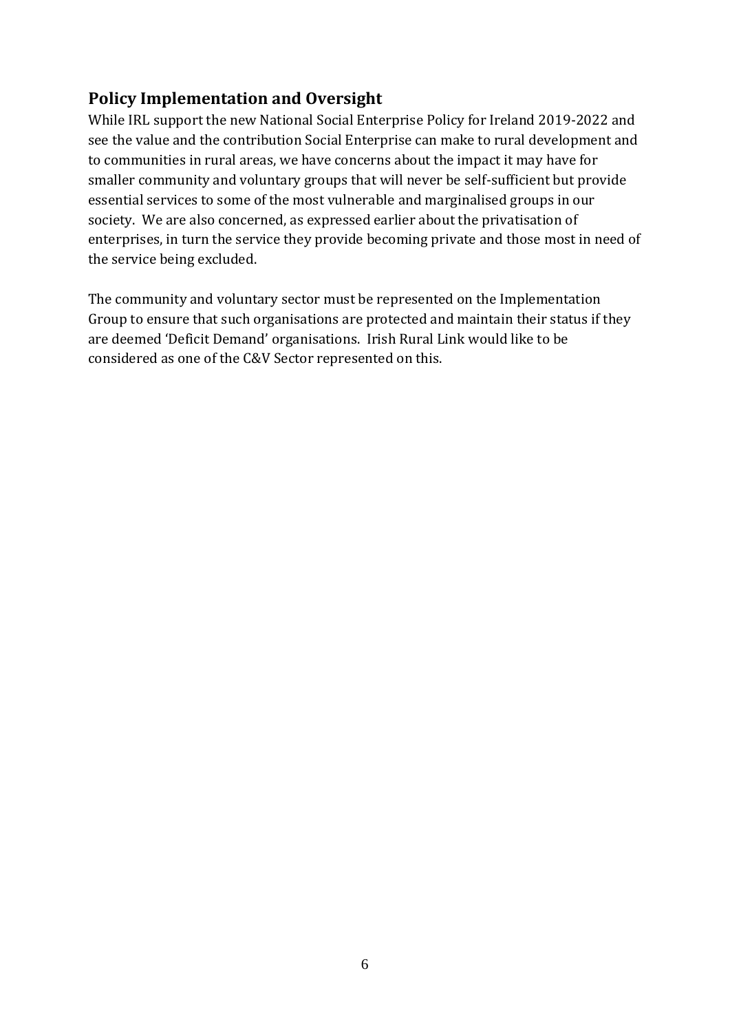## Policy Implementation and Oversight

While IRL support the new National Social Enterprise Policy for Ireland 2019-2022 and see the value and the contribution Social Enterprise can make to rural development and to communities in rural areas, we have concerns about the impact it may have for smaller community and voluntary groups that will never be self-sufficient but provide essential services to some of the most vulnerable and marginalised groups in our society. We are also concerned, as expressed earlier about the privatisation of enterprises, in turn the service they provide becoming private and those most in need of the service being excluded.

The community and voluntary sector must be represented on the Implementation Group to ensure that such organisations are protected and maintain their status if they are deemed 'Deficit Demand' organisations. Irish Rural Link would like to be considered as one of the C&V Sector represented on this.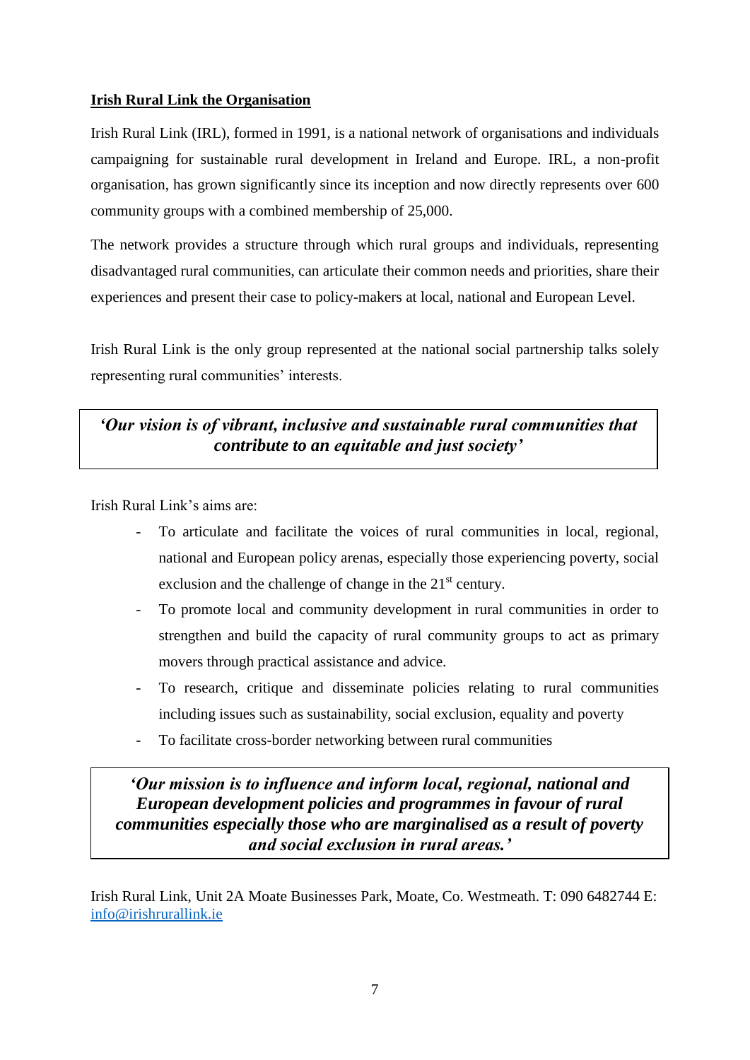**Irish Rural Link the Organisation**

Irish Rural Link (IRL), formed in 1991, is a national network of organisations and individuals campaigning for sustainable rural development in Ireland and Europe. IRL, a non-profit organisation, has grown significantly since its inception and now directly represents over 600 community groups with a combined membership of 25,000.

The network provides a structure through which rural groups and individuals, representing disadvantaged rural communities, can articulate their common needs and priorities, share their experiences and present their case to policy-makers at local, national and European Level.

Irish Rural Link is the only group represented at the national social partnership talks solely representing rural communities' interests.

> ***'Our vision is of vibrant, inclusive and sustainable rural communities that contribute to an equitable and just society'***

Irish Rural Link's aims are:

- To articulate and facilitate the voices of rural communities in local, regional, national and European policy arenas, especially those experiencing poverty, social exclusion and the challenge of change in the 21st century.
- To promote local and community development in rural communities in order to strengthen and build the capacity of rural community groups to act as primary movers through practical assistance and advice.
- To research, critique and disseminate policies relating to rural communities including issues such as sustainability, social exclusion, equality and poverty
- To facilitate cross-border networking between rural communities

> ***'Our mission is to influence and inform local, regional, national and European development policies and programmes in favour of rural communities especially those who are marginalised as a result of poverty and social exclusion in rural areas.'***

Irish Rural Link, Unit 2A Moate Businesses Park, Moate, Co. Westmeath. T: 090 6482744 E: info@irishrurallink.ie